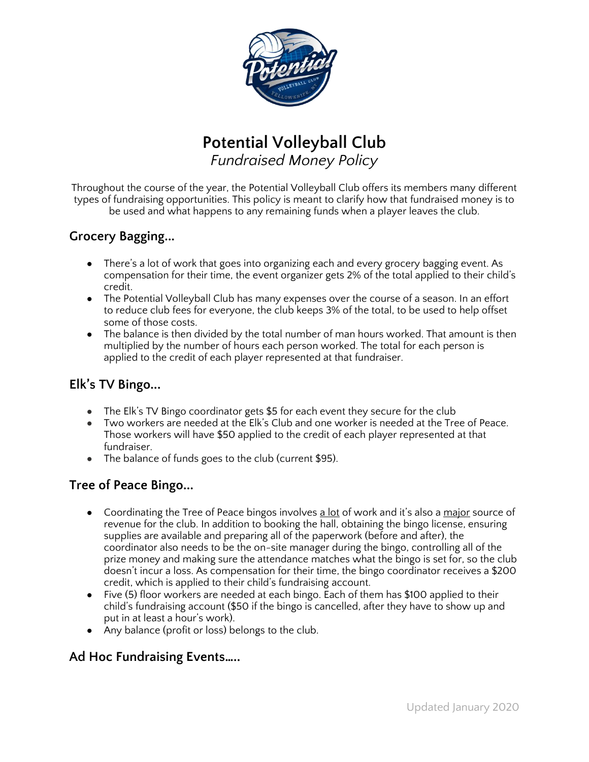# Potential Volleyball Club

*Fundraised Money Policy*

Throughout the course of the year, the Potential Volleyball Club offers its members many different types of fundraising opportunities. This policy is meant to clarify how that fundraised money is to be used and what happens to any remaining funds when a player leaves the club.

## Grocery Bagging...

- There's a lot of work that goes into organizing each and every grocery bagging event. As compensation for their time, the event organizer gets 2% of the total applied to their child's credit.
- The Potential Volleyball Club has many expenses over the course of a season. In an effort to reduce club fees for everyone, the club keeps 3% of the total, to be used to help offset some of those costs.
- The balance is then divided by the total number of man hours worked. That amount is then multiplied by the number of hours each person worked. The total for each person is applied to the credit of each player represented at that fundraiser.

## Elk's TV Bingo...

- The Elk's TV Bingo coordinator gets $5 for each event they secure for the club
- Two workers are needed at the Elk's Club and one worker is needed at the Tree of Peace. Those workers will have $50 applied to the credit of each player represented at that fundraiser.
- The balance of funds goes to the club (current $95).

## Tree of Peace Bingo...

- Coordinating the Tree of Peace bingos involves <u>a lot</u> of work and it's also a <u>major</u> source of revenue for the club. In addition to booking the hall, obtaining the bingo license, ensuring supplies are available and preparing all of the paperwork (before and after), the coordinator also needs to be the on-site manager during the bingo, controlling all of the prize money and making sure the attendance matches what the bingo is set for, so the club doesn't incur a loss. As compensation for their time, the bingo coordinator receives a $200 credit, which is applied to their child's fundraising account.
- Five (5) floor workers are needed at each bingo. Each of them has $100 applied to their child's fundraising account ($50 if the bingo is cancelled, after they have to show up and put in at least a hour's work).
- Any balance (profit or loss) belongs to the club.

## Ad Hoc Fundraising Events.....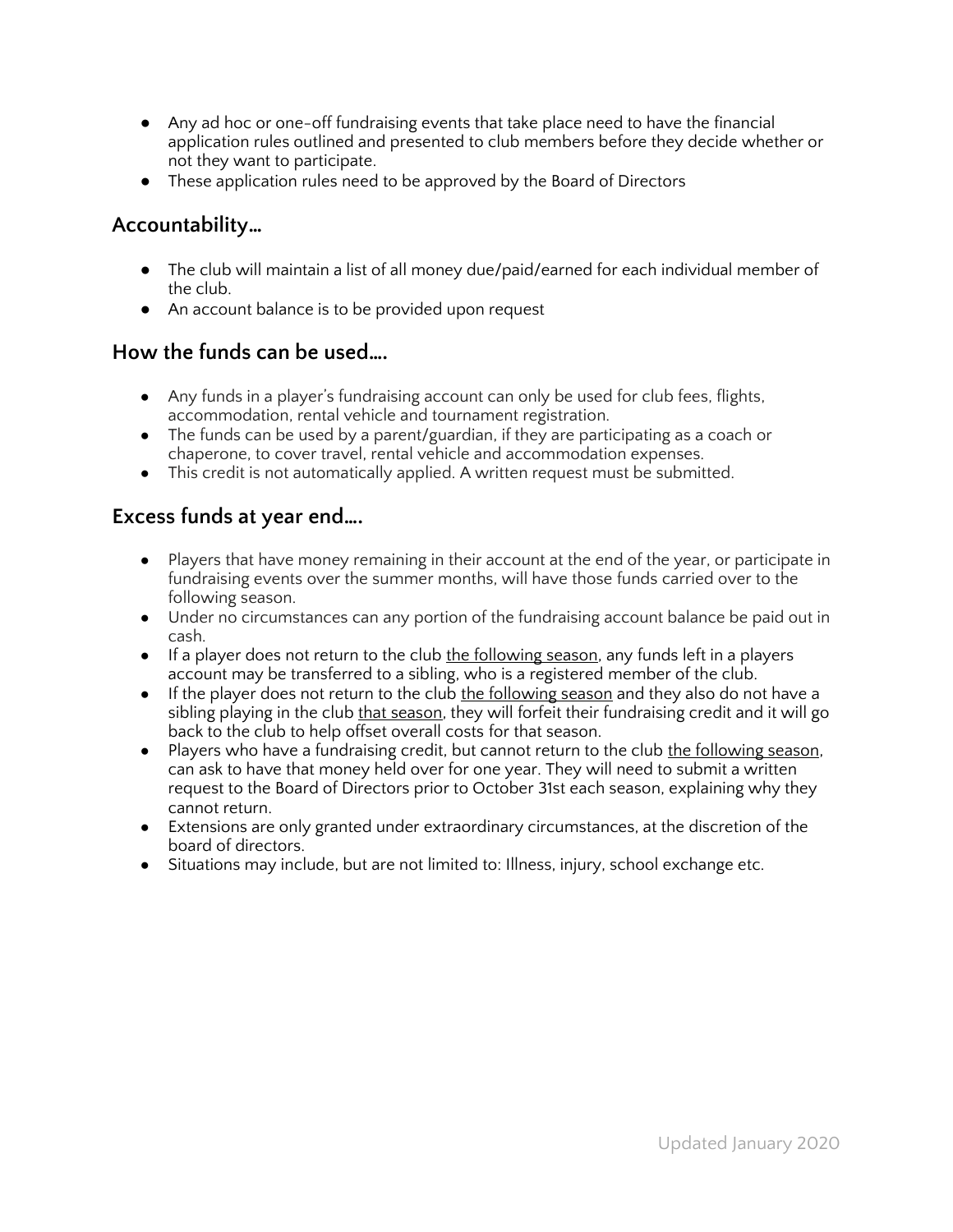- Any ad hoc or one-off fundraising events that take place need to have the financial application rules outlined and presented to club members before they decide whether or not they want to participate.
- These application rules need to be approved by the Board of Directors

## Accountability…

- The club will maintain a list of all money due/paid/earned for each individual member of the club.
- An account balance is to be provided upon request

## How the funds can be used….

- Any funds in a player's fundraising account can only be used for club fees, flights, accommodation, rental vehicle and tournament registration.
- The funds can be used by a parent/guardian, if they are participating as a coach or chaperone, to cover travel, rental vehicle and accommodation expenses.
- This credit is not automatically applied. A written request must be submitted.

## Excess funds at year end….

- Players that have money remaining in their account at the end of the year, or participate in fundraising events over the summer months, will have those funds carried over to the following season.
- Under no circumstances can any portion of the fundraising account balance be paid out in cash.
- If a player does not return to the club <u>the following season</u>, any funds left in a players account may be transferred to a sibling, who is a registered member of the club.
- If the player does not return to the club <u>the following season</u> and they also do not have a sibling playing in the club <u>that season</u>, they will forfeit their fundraising credit and it will go back to the club to help offset overall costs for that season.
- Players who have a fundraising credit, but cannot return to the club <u>the following season</u>, can ask to have that money held over for one year. They will need to submit a written request to the Board of Directors prior to October 31st each season, explaining why they cannot return.
- Extensions are only granted under extraordinary circumstances, at the discretion of the board of directors.
- Situations may include, but are not limited to: Illness, injury, school exchange etc.

Updated January 2020